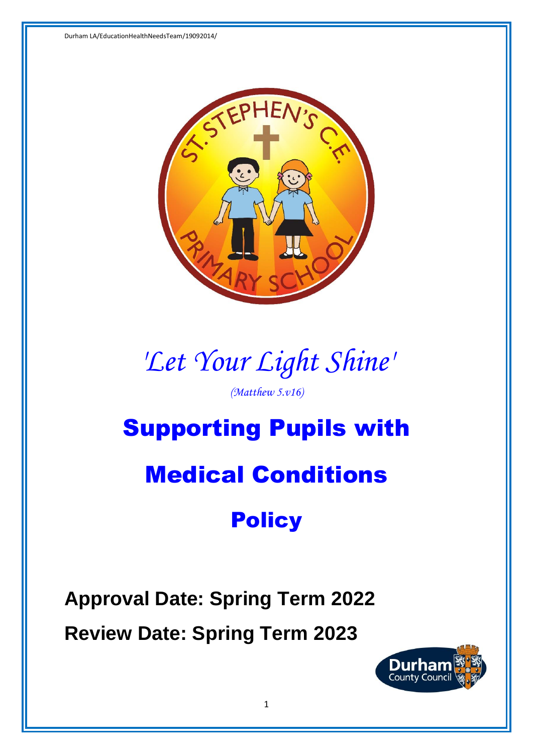Durham LA/EducationHealthNeedsTeam/19092014/

*'Let Your Light Shine'*

*(Matthew 5.v16)*

# Supporting Pupils with Medical Conditions Policy

**Approval Date: Spring Term 2022**

**Review Date: Spring Term 2023**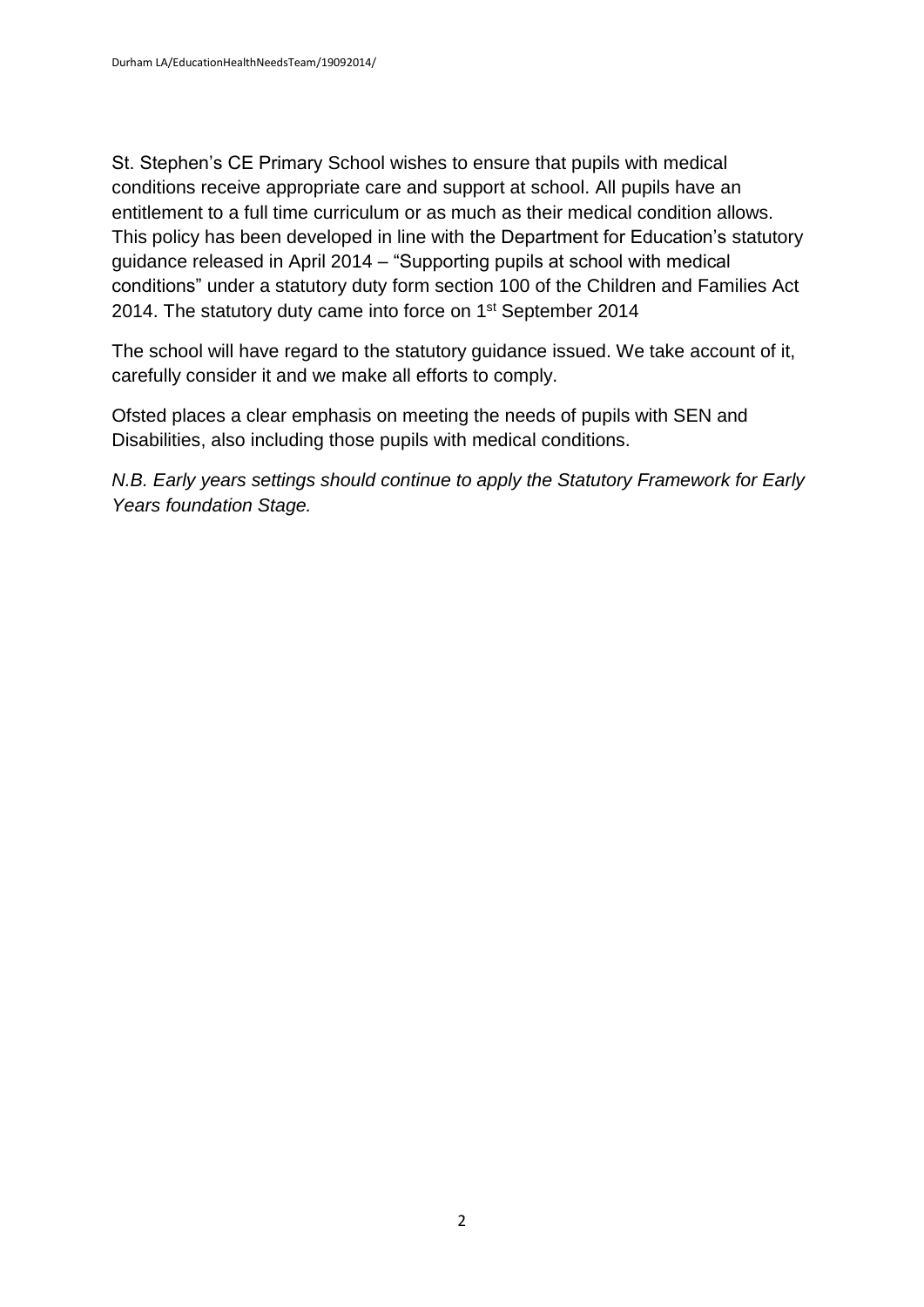St. Stephen's CE Primary School wishes to ensure that pupils with medical conditions receive appropriate care and support at school. All pupils have an entitlement to a full time curriculum or as much as their medical condition allows. This policy has been developed in line with the Department for Education's statutory guidance released in April 2014 – "Supporting pupils at school with medical conditions" under a statutory duty form section 100 of the Children and Families Act 2014. The statutory duty came into force on 1st September 2014

The school will have regard to the statutory guidance issued. We take account of it, carefully consider it and we make all efforts to comply.

Ofsted places a clear emphasis on meeting the needs of pupils with SEN and Disabilities, also including those pupils with medical conditions.

*N.B. Early years settings should continue to apply the Statutory Framework for Early Years foundation Stage.*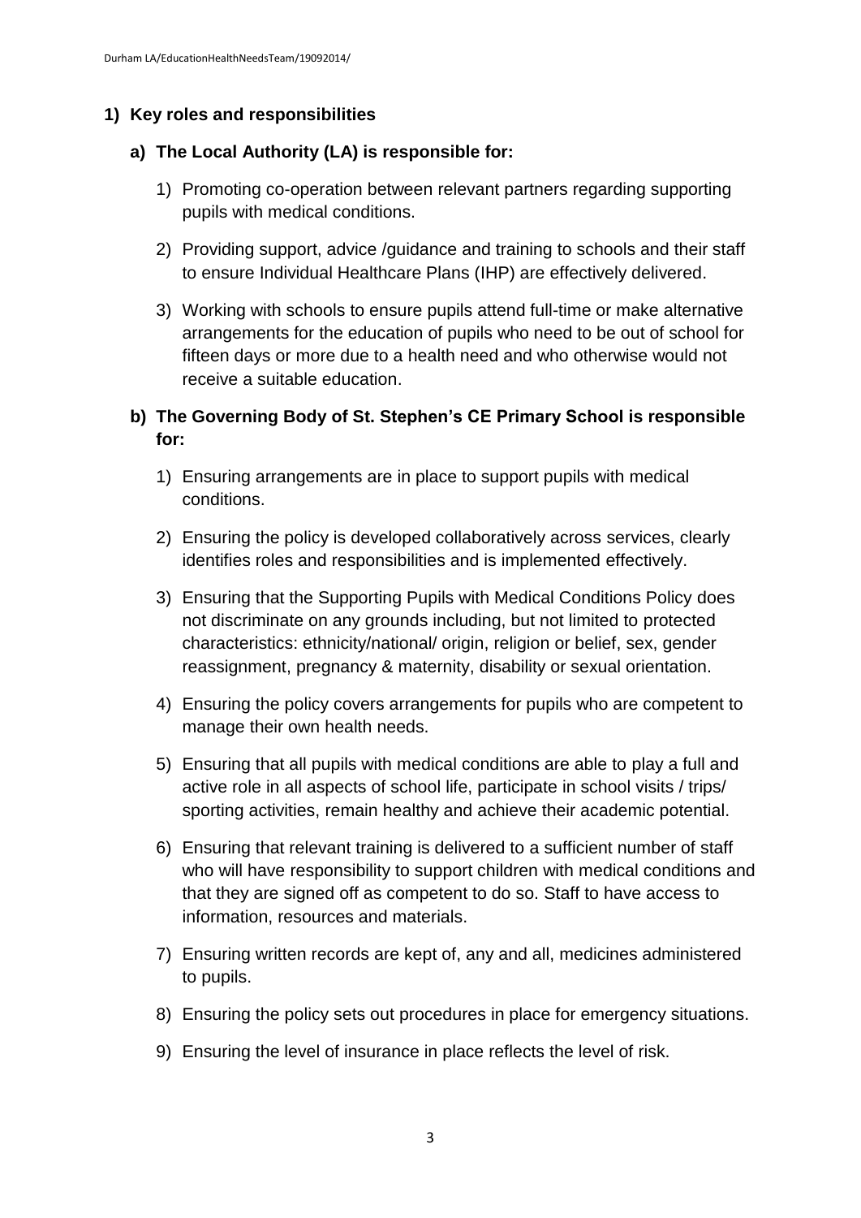## 1) Key roles and responsibilities

### a) The Local Authority (LA) is responsible for:

1) Promoting co-operation between relevant partners regarding supporting pupils with medical conditions.

2) Providing support, advice /guidance and training to schools and their staff to ensure Individual Healthcare Plans (IHP) are effectively delivered.

3) Working with schools to ensure pupils attend full-time or make alternative arrangements for the education of pupils who need to be out of school for fifteen days or more due to a health need and who otherwise would not receive a suitable education.

### b) The Governing Body of St. Stephen's CE Primary School is responsible for:

1) Ensuring arrangements are in place to support pupils with medical conditions.

2) Ensuring the policy is developed collaboratively across services, clearly identifies roles and responsibilities and is implemented effectively.

3) Ensuring that the Supporting Pupils with Medical Conditions Policy does not discriminate on any grounds including, but not limited to protected characteristics: ethnicity/national/ origin, religion or belief, sex, gender reassignment, pregnancy & maternity, disability or sexual orientation.

4) Ensuring the policy covers arrangements for pupils who are competent to manage their own health needs.

5) Ensuring that all pupils with medical conditions are able to play a full and active role in all aspects of school life, participate in school visits / trips/ sporting activities, remain healthy and achieve their academic potential.

6) Ensuring that relevant training is delivered to a sufficient number of staff who will have responsibility to support children with medical conditions and that they are signed off as competent to do so. Staff to have access to information, resources and materials.

7) Ensuring written records are kept of, any and all, medicines administered to pupils.

8) Ensuring the policy sets out procedures in place for emergency situations.

9) Ensuring the level of insurance in place reflects the level of risk.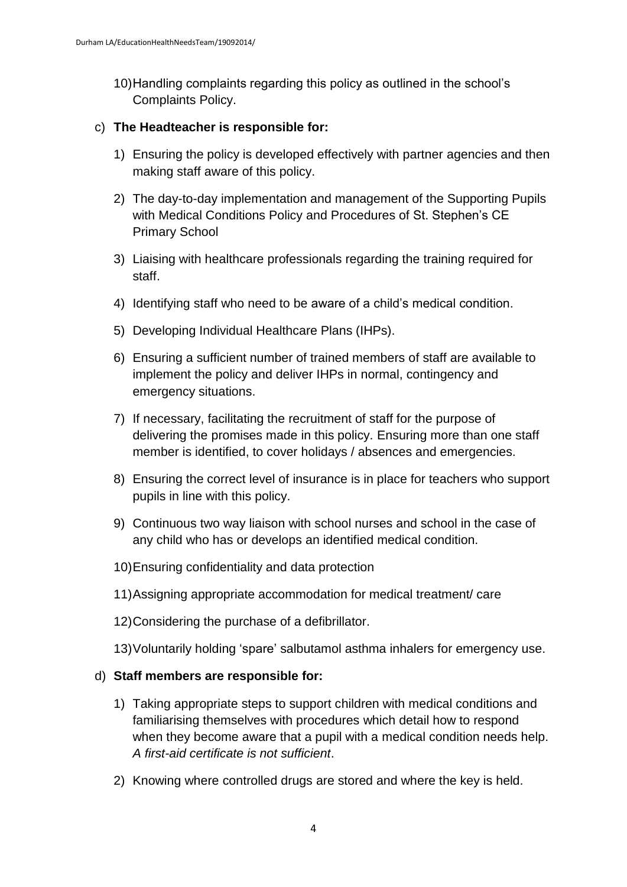10) Handling complaints regarding this policy as outlined in the school's Complaints Policy.

c) **The Headteacher is responsible for:**

1) Ensuring the policy is developed effectively with partner agencies and then making staff aware of this policy.

2) The day-to-day implementation and management of the Supporting Pupils with Medical Conditions Policy and Procedures of St. Stephen's CE Primary School

3) Liaising with healthcare professionals regarding the training required for staff.

4) Identifying staff who need to be aware of a child's medical condition.

5) Developing Individual Healthcare Plans (IHPs).

6) Ensuring a sufficient number of trained members of staff are available to implement the policy and deliver IHPs in normal, contingency and emergency situations.

7) If necessary, facilitating the recruitment of staff for the purpose of delivering the promises made in this policy. Ensuring more than one staff member is identified, to cover holidays / absences and emergencies.

8) Ensuring the correct level of insurance is in place for teachers who support pupils in line with this policy.

9) Continuous two way liaison with school nurses and school in the case of any child who has or develops an identified medical condition.

10) Ensuring confidentiality and data protection

11) Assigning appropriate accommodation for medical treatment/ care

12) Considering the purchase of a defibrillator.

13) Voluntarily holding 'spare' salbutamol asthma inhalers for emergency use.

d) **Staff members are responsible for:**

1) Taking appropriate steps to support children with medical conditions and familiarising themselves with procedures which detail how to respond when they become aware that a pupil with a medical condition needs help. *A first-aid certificate is not sufficient*.

2) Knowing where controlled drugs are stored and where the key is held.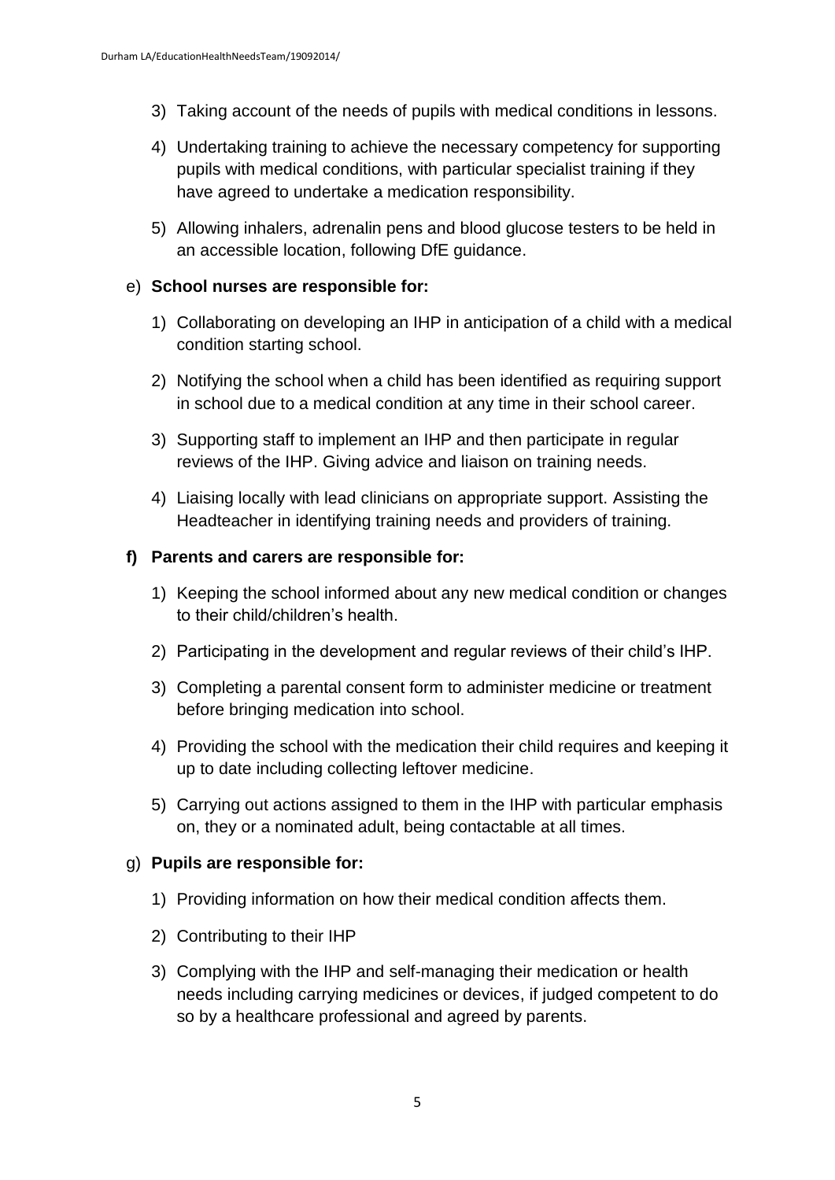3) Taking account of the needs of pupils with medical conditions in lessons.

4) Undertaking training to achieve the necessary competency for supporting pupils with medical conditions, with particular specialist training if they have agreed to undertake a medication responsibility.

5) Allowing inhalers, adrenalin pens and blood glucose testers to be held in an accessible location, following DfE guidance.

e) **School nurses are responsible for:**

1) Collaborating on developing an IHP in anticipation of a child with a medical condition starting school.

2) Notifying the school when a child has been identified as requiring support in school due to a medical condition at any time in their school career.

3) Supporting staff to implement an IHP and then participate in regular reviews of the IHP. Giving advice and liaison on training needs.

4) Liaising locally with lead clinicians on appropriate support. Assisting the Headteacher in identifying training needs and providers of training.

**f) Parents and carers are responsible for:**

1) Keeping the school informed about any new medical condition or changes to their child/children's health.

2) Participating in the development and regular reviews of their child's IHP.

3) Completing a parental consent form to administer medicine or treatment before bringing medication into school.

4) Providing the school with the medication their child requires and keeping it up to date including collecting leftover medicine.

5) Carrying out actions assigned to them in the IHP with particular emphasis on, they or a nominated adult, being contactable at all times.

g) **Pupils are responsible for:**

1) Providing information on how their medical condition affects them.

2) Contributing to their IHP

3) Complying with the IHP and self-managing their medication or health needs including carrying medicines or devices, if judged competent to do so by a healthcare professional and agreed by parents.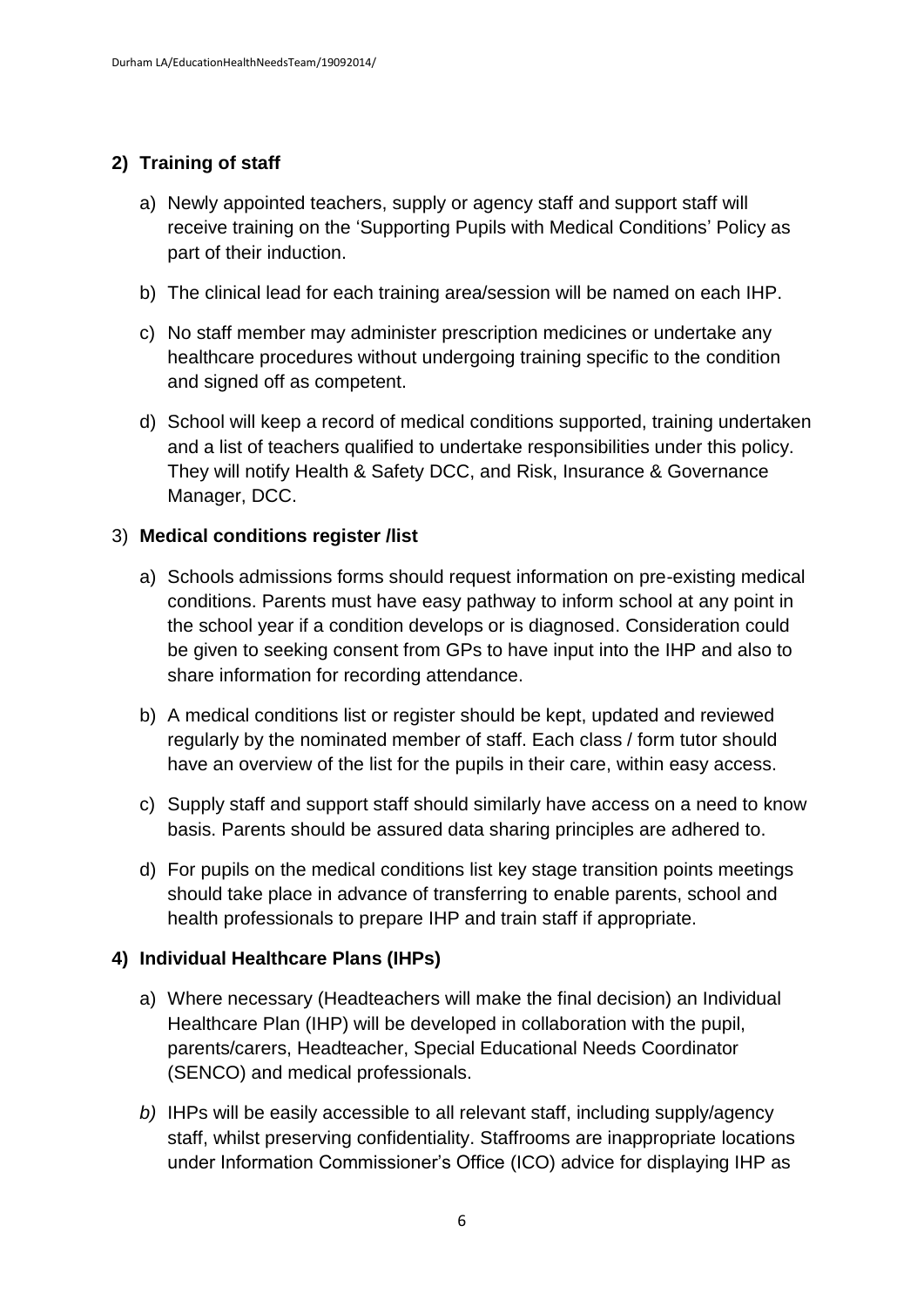## 2) Training of staff

a) Newly appointed teachers, supply or agency staff and support staff will receive training on the 'Supporting Pupils with Medical Conditions' Policy as part of their induction.

b) The clinical lead for each training area/session will be named on each IHP.

c) No staff member may administer prescription medicines or undertake any healthcare procedures without undergoing training specific to the condition and signed off as competent.

d) School will keep a record of medical conditions supported, training undertaken and a list of teachers qualified to undertake responsibilities under this policy. They will notify Health & Safety DCC, and Risk, Insurance & Governance Manager, DCC.

## 3) Medical conditions register /list

a) Schools admissions forms should request information on pre-existing medical conditions. Parents must have easy pathway to inform school at any point in the school year if a condition develops or is diagnosed. Consideration could be given to seeking consent from GPs to have input into the IHP and also to share information for recording attendance.

b) A medical conditions list or register should be kept, updated and reviewed regularly by the nominated member of staff. Each class / form tutor should have an overview of the list for the pupils in their care, within easy access.

c) Supply staff and support staff should similarly have access on a need to know basis. Parents should be assured data sharing principles are adhered to.

d) For pupils on the medical conditions list key stage transition points meetings should take place in advance of transferring to enable parents, school and health professionals to prepare IHP and train staff if appropriate.

## 4) Individual Healthcare Plans (IHPs)

a) Where necessary (Headteachers will make the final decision) an Individual Healthcare Plan (IHP) will be developed in collaboration with the pupil, parents/carers, Headteacher, Special Educational Needs Coordinator (SENCO) and medical professionals.

*b)* IHPs will be easily accessible to all relevant staff, including supply/agency staff, whilst preserving confidentiality. Staffrooms are inappropriate locations under Information Commissioner's Office (ICO) advice for displaying IHP as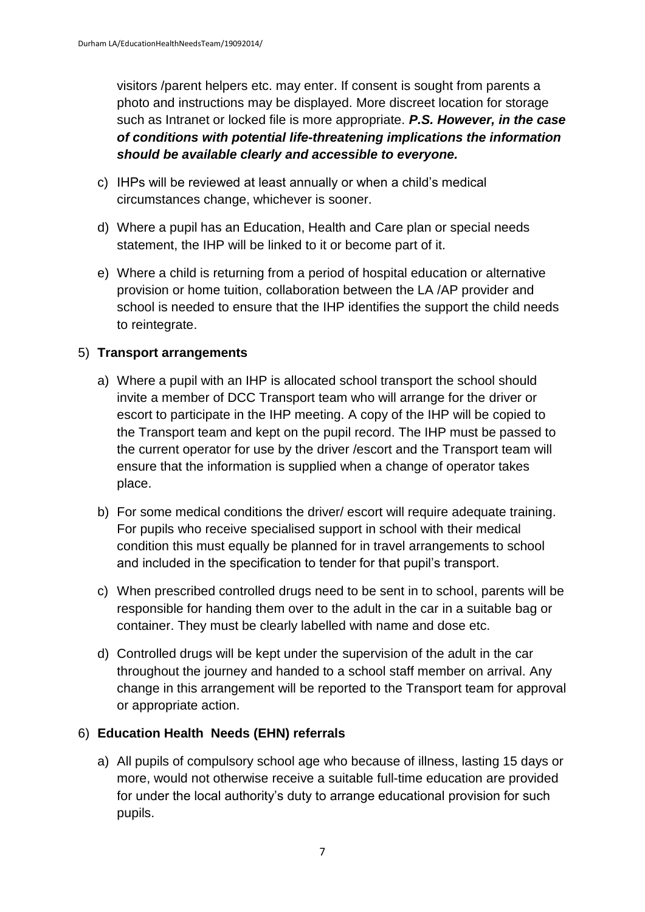visitors /parent helpers etc. may enter. If consent is sought from parents a photo and instructions may be displayed. More discreet location for storage such as Intranet or locked file is more appropriate. ***P.S. However, in the case of conditions with potential life-threatening implications the information should be available clearly and accessible to everyone.***

c) IHPs will be reviewed at least annually or when a child's medical circumstances change, whichever is sooner.

d) Where a pupil has an Education, Health and Care plan or special needs statement, the IHP will be linked to it or become part of it.

e) Where a child is returning from a period of hospital education or alternative provision or home tuition, collaboration between the LA /AP provider and school is needed to ensure that the IHP identifies the support the child needs to reintegrate.

5) **Transport arrangements**

a) Where a pupil with an IHP is allocated school transport the school should invite a member of DCC Transport team who will arrange for the driver or escort to participate in the IHP meeting. A copy of the IHP will be copied to the Transport team and kept on the pupil record. The IHP must be passed to the current operator for use by the driver /escort and the Transport team will ensure that the information is supplied when a change of operator takes place.

b) For some medical conditions the driver/ escort will require adequate training. For pupils who receive specialised support in school with their medical condition this must equally be planned for in travel arrangements to school and included in the specification to tender for that pupil's transport.

c) When prescribed controlled drugs need to be sent in to school, parents will be responsible for handing them over to the adult in the car in a suitable bag or container. They must be clearly labelled with name and dose etc.

d) Controlled drugs will be kept under the supervision of the adult in the car throughout the journey and handed to a school staff member on arrival. Any change in this arrangement will be reported to the Transport team for approval or appropriate action.

6) **Education Health Needs (EHN) referrals**

a) All pupils of compulsory school age who because of illness, lasting 15 days or more, would not otherwise receive a suitable full-time education are provided for under the local authority's duty to arrange educational provision for such pupils.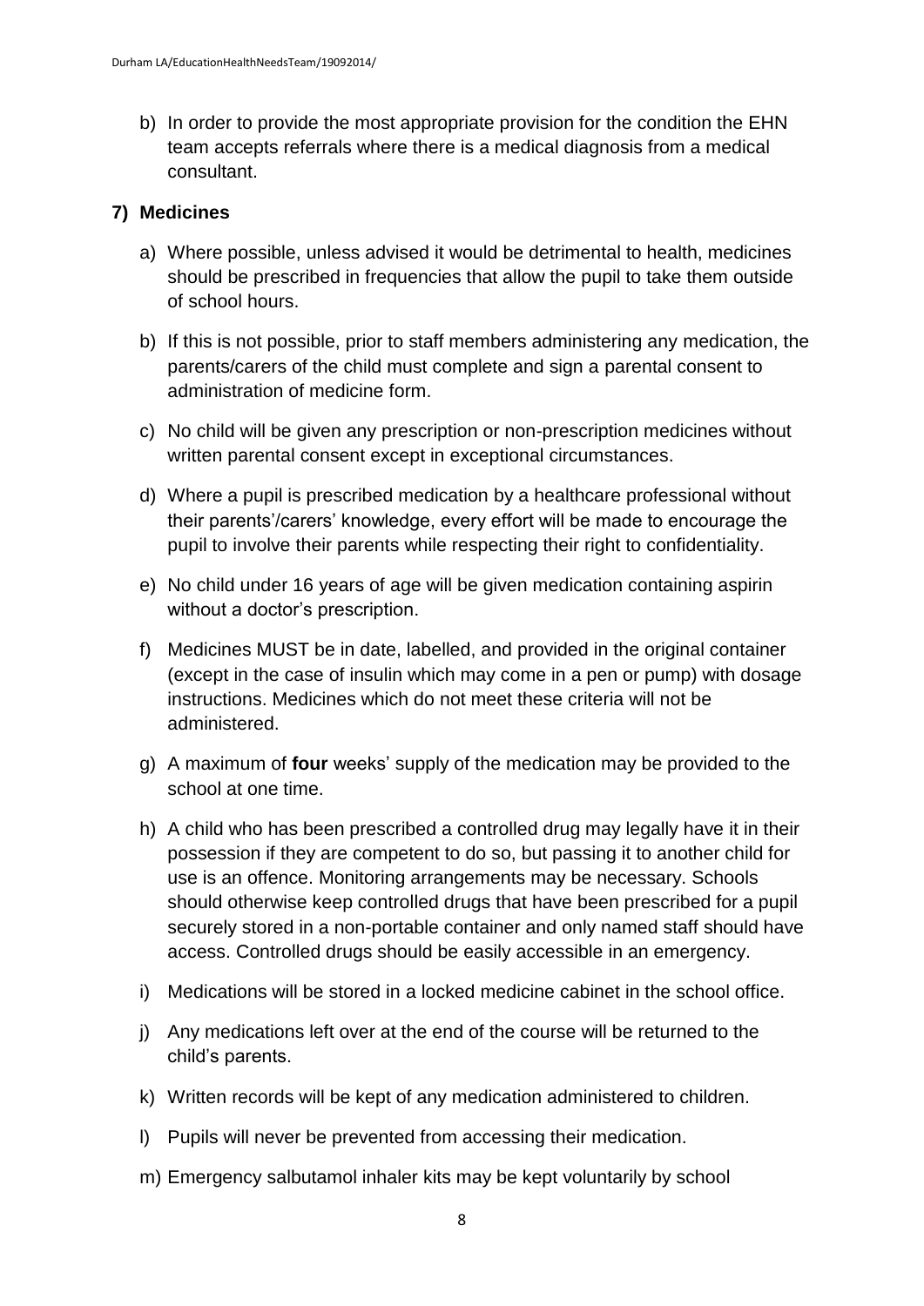b) In order to provide the most appropriate provision for the condition the EHN team accepts referrals where there is a medical diagnosis from a medical consultant.

## 7) Medicines

a) Where possible, unless advised it would be detrimental to health, medicines should be prescribed in frequencies that allow the pupil to take them outside of school hours.

b) If this is not possible, prior to staff members administering any medication, the parents/carers of the child must complete and sign a parental consent to administration of medicine form.

c) No child will be given any prescription or non-prescription medicines without written parental consent except in exceptional circumstances.

d) Where a pupil is prescribed medication by a healthcare professional without their parents'/carers' knowledge, every effort will be made to encourage the pupil to involve their parents while respecting their right to confidentiality.

e) No child under 16 years of age will be given medication containing aspirin without a doctor's prescription.

f) Medicines MUST be in date, labelled, and provided in the original container (except in the case of insulin which may come in a pen or pump) with dosage instructions. Medicines which do not meet these criteria will not be administered.

g) A maximum of **four** weeks' supply of the medication may be provided to the school at one time.

h) A child who has been prescribed a controlled drug may legally have it in their possession if they are competent to do so, but passing it to another child for use is an offence. Monitoring arrangements may be necessary. Schools should otherwise keep controlled drugs that have been prescribed for a pupil securely stored in a non-portable container and only named staff should have access. Controlled drugs should be easily accessible in an emergency.

i) Medications will be stored in a locked medicine cabinet in the school office.

j) Any medications left over at the end of the course will be returned to the child's parents.

k) Written records will be kept of any medication administered to children.

l) Pupils will never be prevented from accessing their medication.

m) Emergency salbutamol inhaler kits may be kept voluntarily by school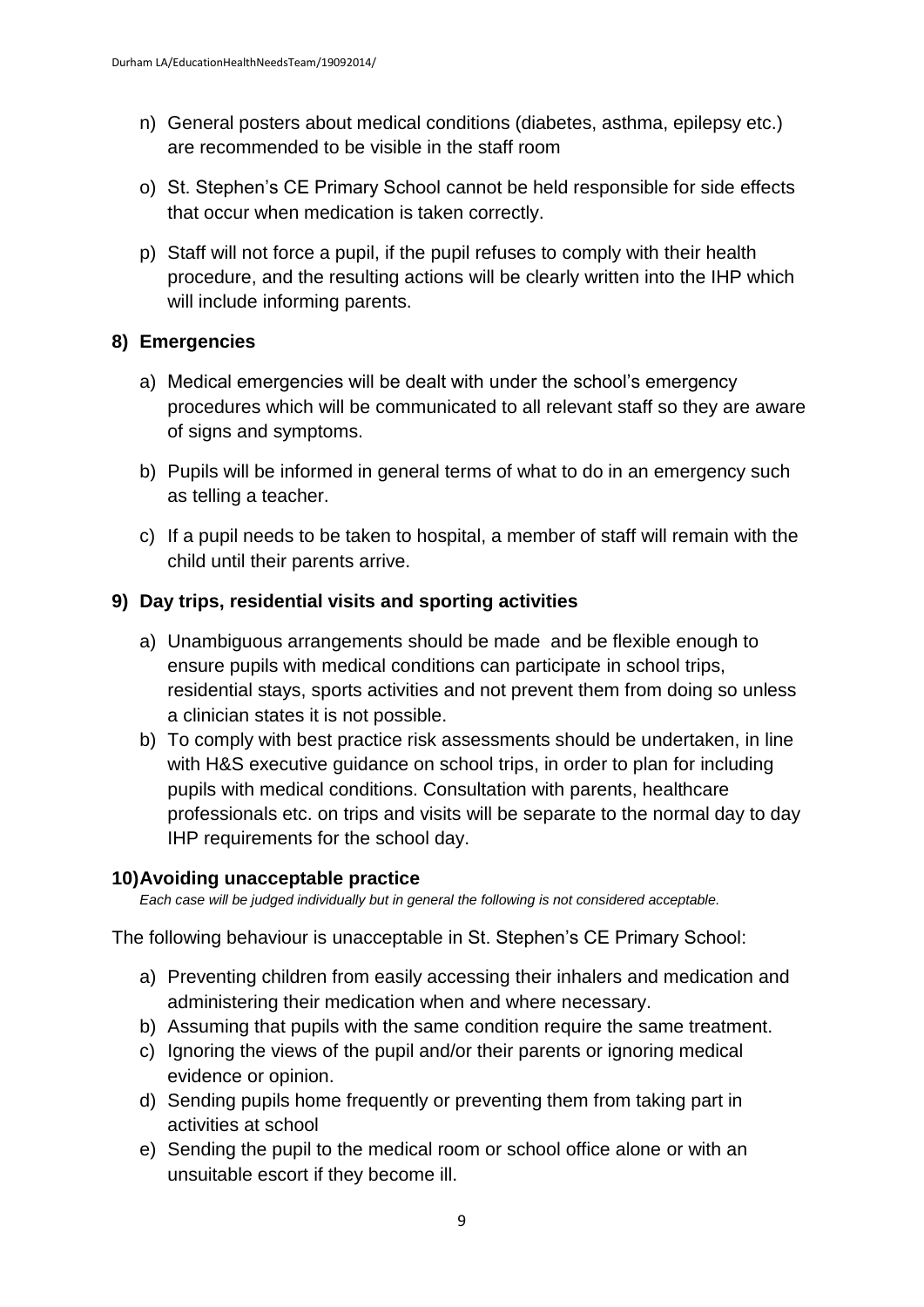n) General posters about medical conditions (diabetes, asthma, epilepsy etc.) are recommended to be visible in the staff room

o) St. Stephen's CE Primary School cannot be held responsible for side effects that occur when medication is taken correctly.

p) Staff will not force a pupil, if the pupil refuses to comply with their health procedure, and the resulting actions will be clearly written into the IHP which will include informing parents.

## 8) Emergencies

a) Medical emergencies will be dealt with under the school's emergency procedures which will be communicated to all relevant staff so they are aware of signs and symptoms.

b) Pupils will be informed in general terms of what to do in an emergency such as telling a teacher.

c) If a pupil needs to be taken to hospital, a member of staff will remain with the child until their parents arrive.

## 9) Day trips, residential visits and sporting activities

a) Unambiguous arrangements should be made and be flexible enough to ensure pupils with medical conditions can participate in school trips, residential stays, sports activities and not prevent them from doing so unless a clinician states it is not possible.

b) To comply with best practice risk assessments should be undertaken, in line with H&S executive guidance on school trips, in order to plan for including pupils with medical conditions. Consultation with parents, healthcare professionals etc. on trips and visits will be separate to the normal day to day IHP requirements for the school day.

## 10) Avoiding unacceptable practice

*Each case will be judged individually but in general the following is not considered acceptable.*

The following behaviour is unacceptable in St. Stephen's CE Primary School:

a) Preventing children from easily accessing their inhalers and medication and administering their medication when and where necessary.

b) Assuming that pupils with the same condition require the same treatment.

c) Ignoring the views of the pupil and/or their parents or ignoring medical evidence or opinion.

d) Sending pupils home frequently or preventing them from taking part in activities at school

e) Sending the pupil to the medical room or school office alone or with an unsuitable escort if they become ill.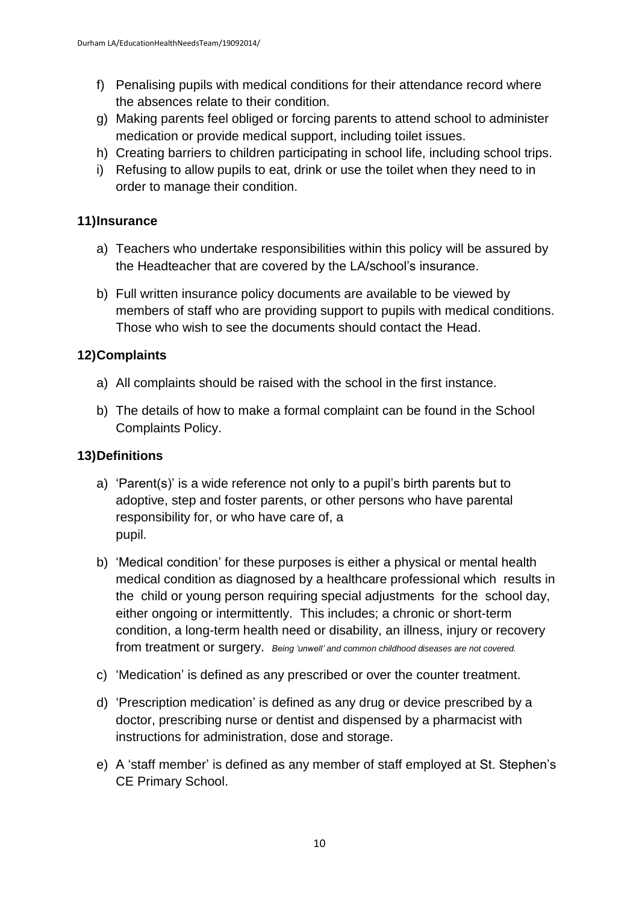f) Penalising pupils with medical conditions for their attendance record where the absences relate to their condition.
g) Making parents feel obliged or forcing parents to attend school to administer medication or provide medical support, including toilet issues.
h) Creating barriers to children participating in school life, including school trips.
i) Refusing to allow pupils to eat, drink or use the toilet when they need to in order to manage their condition.

## 11) Insurance

a) Teachers who undertake responsibilities within this policy will be assured by the Headteacher that are covered by the LA/school's insurance.

b) Full written insurance policy documents are available to be viewed by members of staff who are providing support to pupils with medical conditions. Those who wish to see the documents should contact the Head.

## 12) Complaints

a) All complaints should be raised with the school in the first instance.

b) The details of how to make a formal complaint can be found in the School Complaints Policy.

## 13) Definitions

a) 'Parent(s)' is a wide reference not only to a pupil's birth parents but to adoptive, step and foster parents, or other persons who have parental responsibility for, or who have care of, a pupil.

b) 'Medical condition' for these purposes is either a physical or mental health medical condition as diagnosed by a healthcare professional which results in the child or young person requiring special adjustments for the school day, either ongoing or intermittently. This includes; a chronic or short-term condition, a long-term health need or disability, an illness, injury or recovery from treatment or surgery. *Being 'unwell' and common childhood diseases are not covered.*

c) 'Medication' is defined as any prescribed or over the counter treatment.

d) 'Prescription medication' is defined as any drug or device prescribed by a doctor, prescribing nurse or dentist and dispensed by a pharmacist with instructions for administration, dose and storage.

e) A 'staff member' is defined as any member of staff employed at St. Stephen's CE Primary School.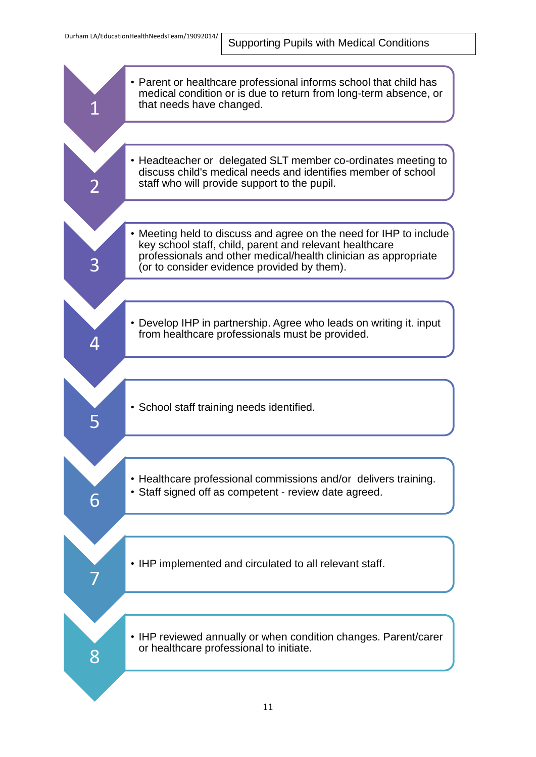## Supporting Pupils with Medical Conditions

1. Parent or healthcare professional informs school that child has medical condition or is due to return from long-term absence, or that needs have changed.

2. Headteacher or delegated SLT member co-ordinates meeting to discuss child's medical needs and identifies member of school staff who will provide support to the pupil.

3. Meeting held to discuss and agree on the need for IHP to include key school staff, child, parent and relevant healthcare professionals and other medical/health clinician as appropriate (or to consider evidence provided by them).

4. Develop IHP in partnership. Agree who leads on writing it. input from healthcare professionals must be provided.

5. School staff training needs identified.

6. Healthcare professional commissions and/or delivers training.
   - Staff signed off as competent - review date agreed.

7. IHP implemented and circulated to all relevant staff.

8. IHP reviewed annually or when condition changes. Parent/carer or healthcare professional to initiate.